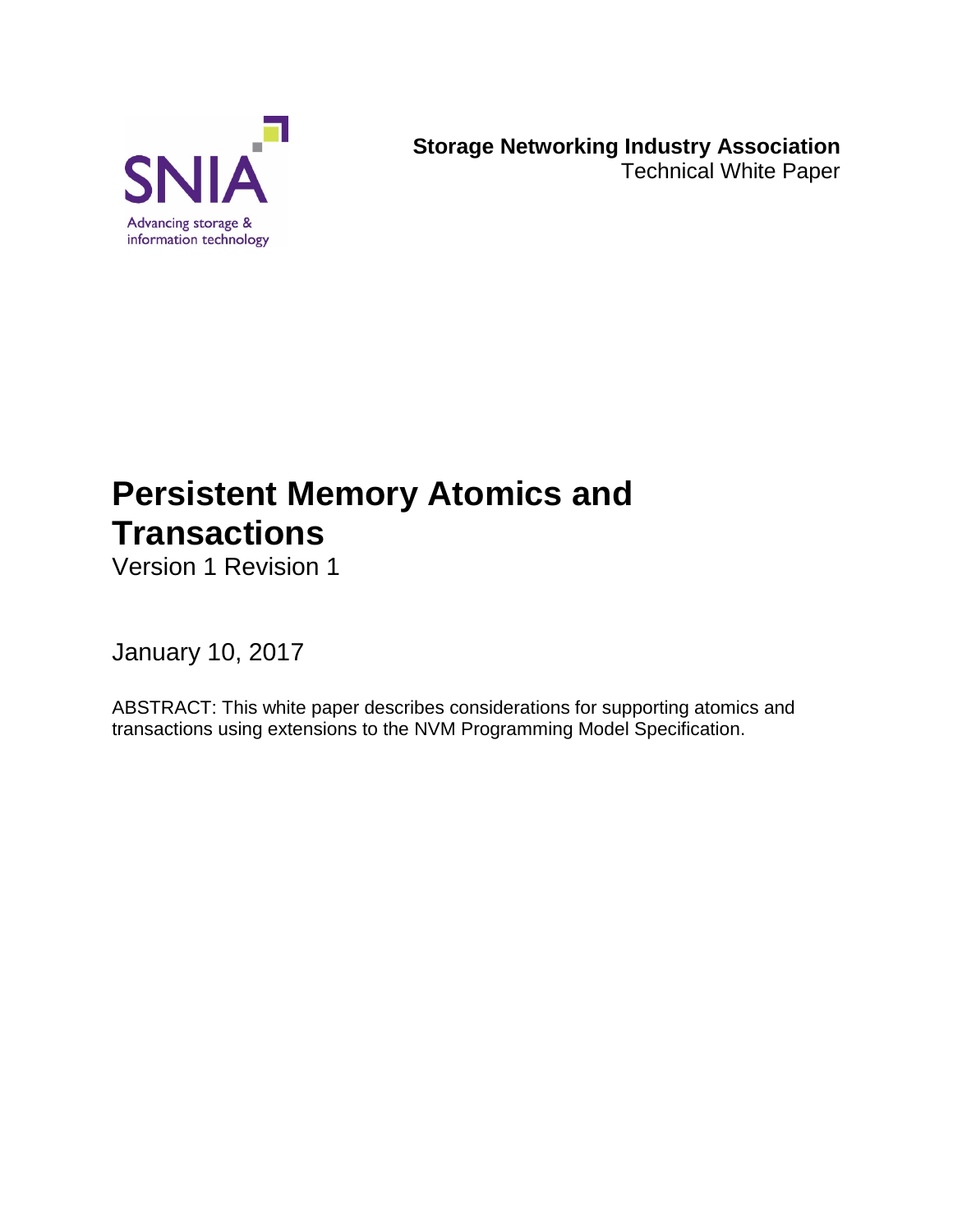SNIA

Advancing storage & information technology

**Storage Networking Industry Association**
Technical White Paper

# Persistent Memory Atomics and Transactions

Version 1 Revision 1

January 10, 2017

ABSTRACT: This white paper describes considerations for supporting atomics and transactions using extensions to the NVM Programming Model Specification.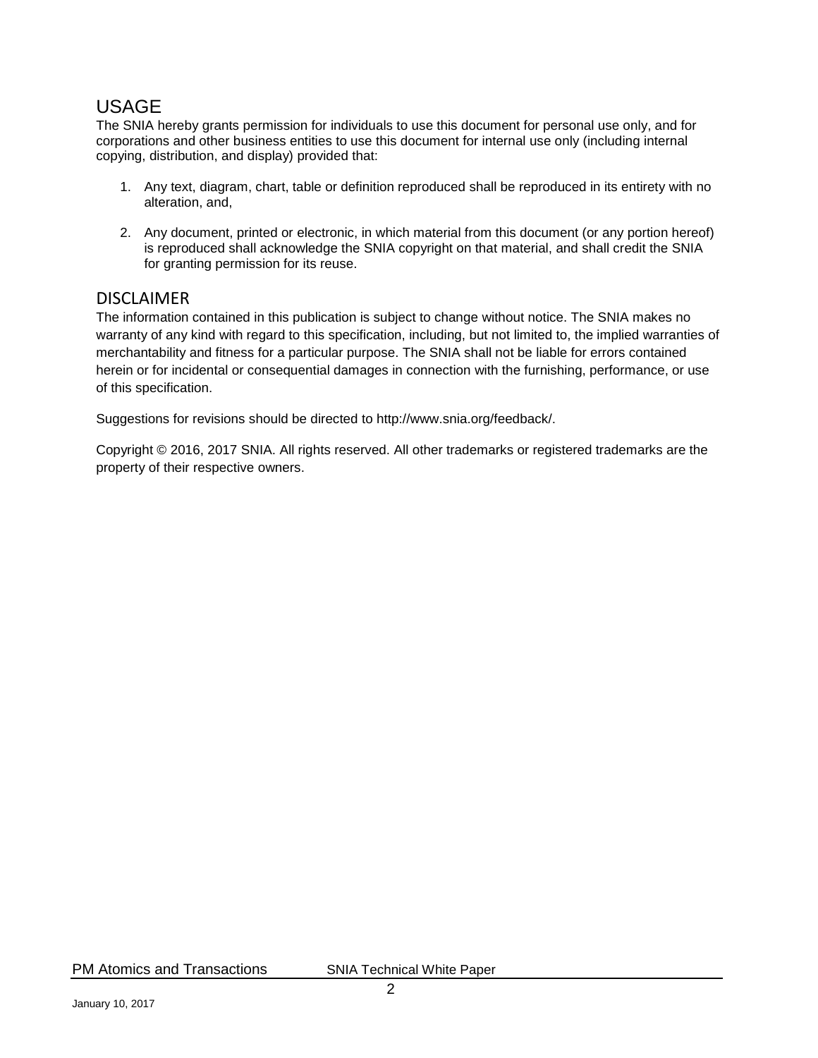## USAGE

The SNIA hereby grants permission for individuals to use this document for personal use only, and for corporations and other business entities to use this document for internal use only (including internal copying, distribution, and display) provided that:

1. Any text, diagram, chart, table or definition reproduced shall be reproduced in its entirety with no alteration, and,

2. Any document, printed or electronic, in which material from this document (or any portion hereof) is reproduced shall acknowledge the SNIA copyright on that material, and shall credit the SNIA for granting permission for its reuse.

## DISCLAIMER

The information contained in this publication is subject to change without notice. The SNIA makes no warranty of any kind with regard to this specification, including, but not limited to, the implied warranties of merchantability and fitness for a particular purpose. The SNIA shall not be liable for errors contained herein or for incidental or consequential damages in connection with the furnishing, performance, or use of this specification.

Suggestions for revisions should be directed to http://www.snia.org/feedback/.

Copyright © 2016, 2017 SNIA. All rights reserved. All other trademarks or registered trademarks are the property of their respective owners.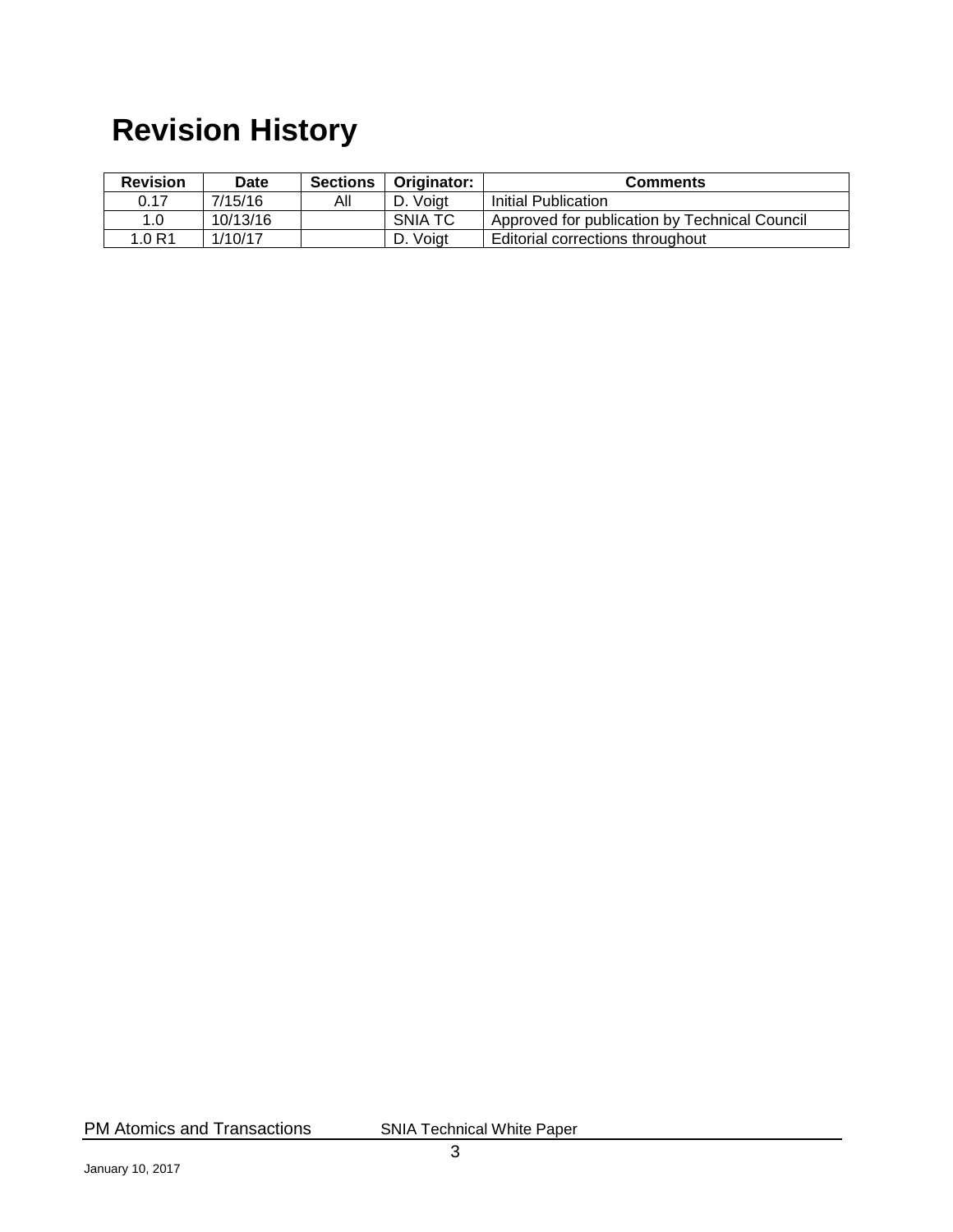# Revision History

| Revision | Date | Sections | Originator: | Comments |
|---|---|---|---|---|
| 0.17 | 7/15/16 | All | D. Voigt | Initial Publication |
| 1.0 | 10/13/16 | | SNIA TC | Approved for publication by Technical Council |
| 1.0 R1 | 1/10/17 | | D. Voigt | Editorial corrections throughout |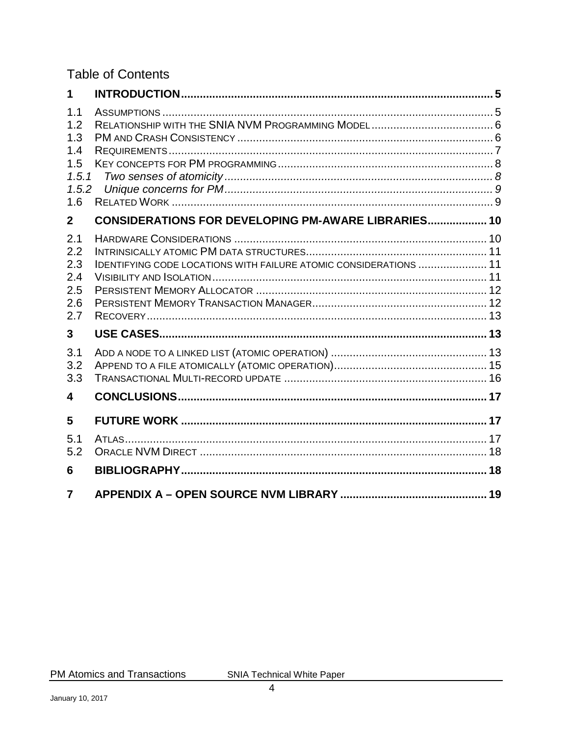## Table of Contents

| | | |
|---|---|---|
| **1** | **INTRODUCTION** | **5** |
| 1.1 | ASSUMPTIONS | 5 |
| 1.2 | RELATIONSHIP WITH THE SNIA NVM PROGRAMMING MODEL | 6 |
| 1.3 | PM AND CRASH CONSISTENCY | 6 |
| 1.4 | REQUIREMENTS | 7 |
| 1.5 | KEY CONCEPTS FOR PM PROGRAMMING | 8 |
| *1.5.1* | *Two senses of atomicity* | *8* |
| *1.5.2* | *Unique concerns for PM* | *9* |
| 1.6 | RELATED WORK | 9 |
| **2** | **CONSIDERATIONS FOR DEVELOPING PM-AWARE LIBRARIES** | **10** |
| 2.1 | HARDWARE CONSIDERATIONS | 10 |
| 2.2 | INTRINSICALLY ATOMIC PM DATA STRUCTURES | 11 |
| 2.3 | IDENTIFYING CODE LOCATIONS WITH FAILURE ATOMIC CONSIDERATIONS | 11 |
| 2.4 | VISIBILITY AND ISOLATION | 11 |
| 2.5 | PERSISTENT MEMORY ALLOCATOR | 12 |
| 2.6 | PERSISTENT MEMORY TRANSACTION MANAGER | 12 |
| 2.7 | RECOVERY | 13 |
| **3** | **USE CASES** | **13** |
| 3.1 | ADD A NODE TO A LINKED LIST (ATOMIC OPERATION) | 13 |
| 3.2 | APPEND TO A FILE ATOMICALLY (ATOMIC OPERATION) | 15 |
| 3.3 | TRANSACTIONAL MULTI-RECORD UPDATE | 16 |
| **4** | **CONCLUSIONS** | **17** |
| **5** | **FUTURE WORK** | **17** |
| 5.1 | ATLAS | 17 |
| 5.2 | ORACLE NVM DIRECT | 18 |
| **6** | **BIBLIOGRAPHY** | **18** |
| **7** | **APPENDIX A – OPEN SOURCE NVM LIBRARY** | **19** |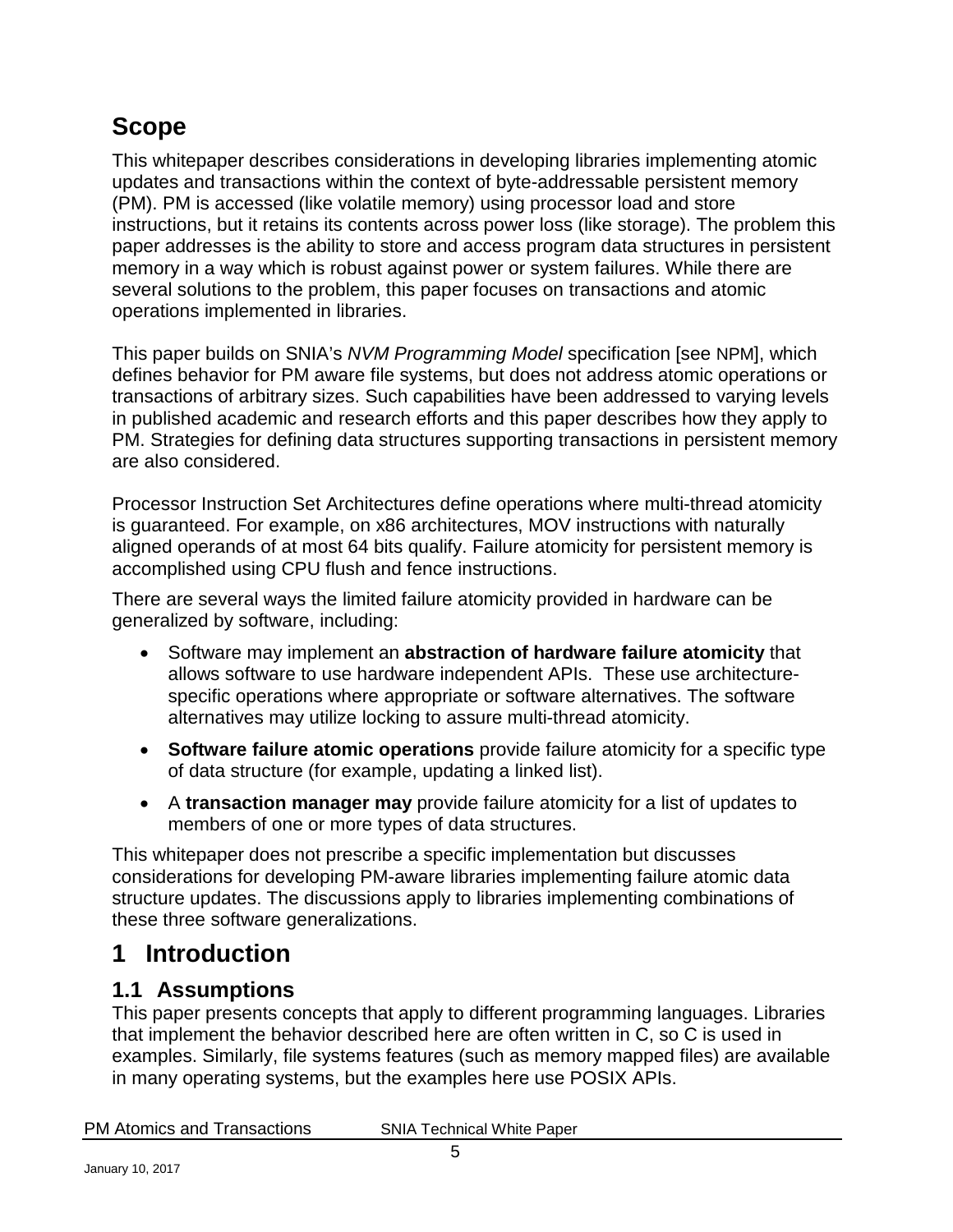# Scope

This whitepaper describes considerations in developing libraries implementing atomic updates and transactions within the context of byte-addressable persistent memory (PM). PM is accessed (like volatile memory) using processor load and store instructions, but it retains its contents across power loss (like storage). The problem this paper addresses is the ability to store and access program data structures in persistent memory in a way which is robust against power or system failures. While there are several solutions to the problem, this paper focuses on transactions and atomic operations implemented in libraries.

This paper builds on SNIA's *NVM Programming Model* specification [see NPM], which defines behavior for PM aware file systems, but does not address atomic operations or transactions of arbitrary sizes. Such capabilities have been addressed to varying levels in published academic and research efforts and this paper describes how they apply to PM. Strategies for defining data structures supporting transactions in persistent memory are also considered.

Processor Instruction Set Architectures define operations where multi-thread atomicity is guaranteed. For example, on x86 architectures, MOV instructions with naturally aligned operands of at most 64 bits qualify. Failure atomicity for persistent memory is accomplished using CPU flush and fence instructions.

There are several ways the limited failure atomicity provided in hardware can be generalized by software, including:

- Software may implement an **abstraction of hardware failure atomicity** that allows software to use hardware independent APIs. These use architecture-specific operations where appropriate or software alternatives. The software alternatives may utilize locking to assure multi-thread atomicity.
- **Software failure atomic operations** provide failure atomicity for a specific type of data structure (for example, updating a linked list).
- A **transaction manager may** provide failure atomicity for a list of updates to members of one or more types of data structures.

This whitepaper does not prescribe a specific implementation but discusses considerations for developing PM-aware libraries implementing failure atomic data structure updates. The discussions apply to libraries implementing combinations of these three software generalizations.

# 1 Introduction

## 1.1 Assumptions

This paper presents concepts that apply to different programming languages. Libraries that implement the behavior described here are often written in C, so C is used in examples. Similarly, file systems features (such as memory mapped files) are available in many operating systems, but the examples here use POSIX APIs.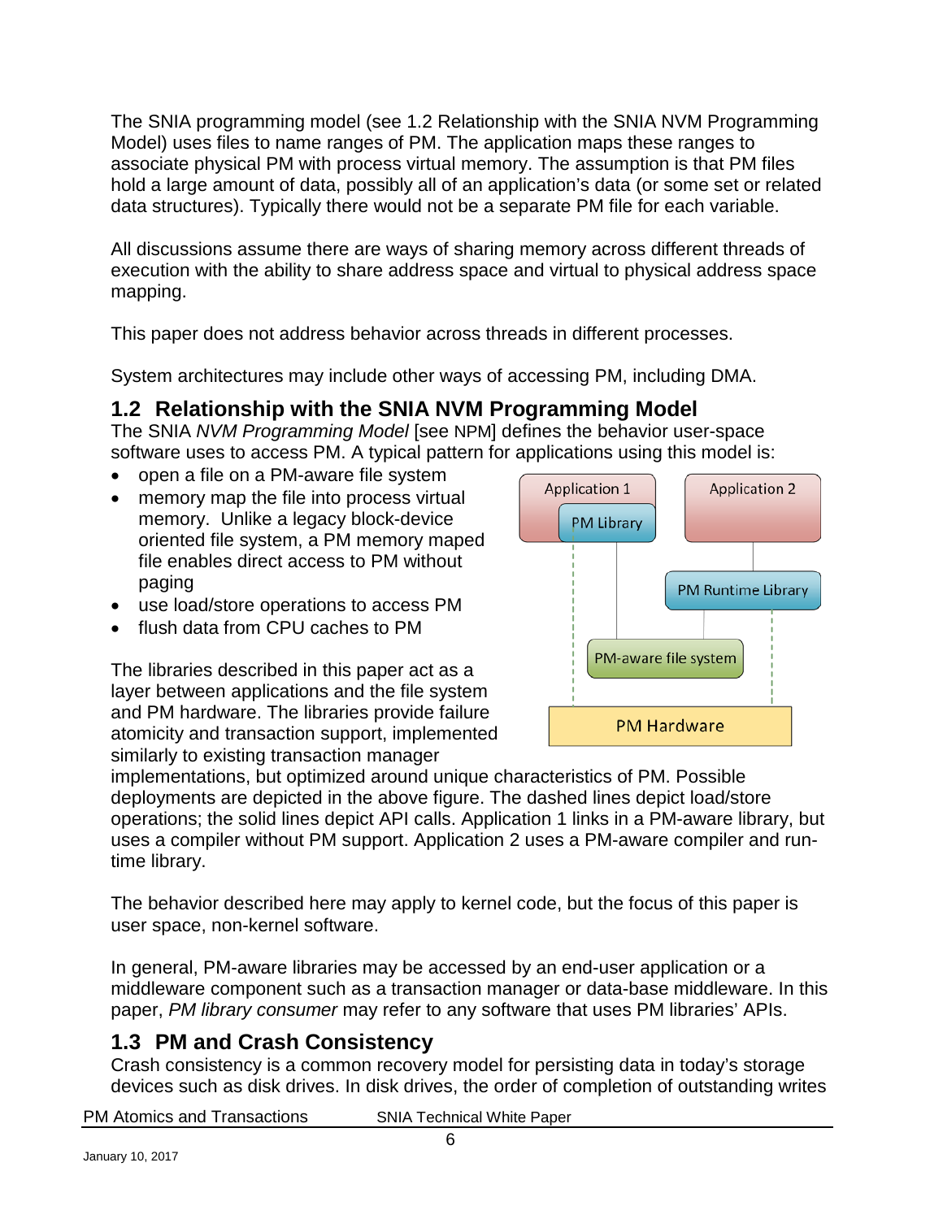The SNIA programming model (see 1.2 Relationship with the SNIA NVM Programming Model) uses files to name ranges of PM. The application maps these ranges to associate physical PM with process virtual memory. The assumption is that PM files hold a large amount of data, possibly all of an application's data (or some set or related data structures). Typically there would not be a separate PM file for each variable.

All discussions assume there are ways of sharing memory across different threads of execution with the ability to share address space and virtual to physical address space mapping.

This paper does not address behavior across threads in different processes.

System architectures may include other ways of accessing PM, including DMA.

## 1.2 Relationship with the SNIA NVM Programming Model

The SNIA *NVM Programming Model* [see NPM] defines the behavior user-space software uses to access PM. A typical pattern for applications using this model is:

- open a file on a PM-aware file system
- memory map the file into process virtual memory. Unlike a legacy block-device oriented file system, a PM memory maped file enables direct access to PM without paging
- use load/store operations to access PM
- flush data from CPU caches to PM

The libraries described in this paper act as a layer between applications and the file system and PM hardware. The libraries provide failure atomicity and transaction support, implemented similarly to existing transaction manager implementations, but optimized around unique characteristics of PM. Possible deployments are depicted in the above figure. The dashed lines depict load/store operations; the solid lines depict API calls. Application 1 links in a PM-aware library, but uses a compiler without PM support. Application 2 uses a PM-aware compiler and run-time library.

The behavior described here may apply to kernel code, but the focus of this paper is user space, non-kernel software.

In general, PM-aware libraries may be accessed by an end-user application or a middleware component such as a transaction manager or data-base middleware. In this paper, *PM library consumer* may refer to any software that uses PM libraries' APIs.

## 1.3 PM and Crash Consistency

Crash consistency is a common recovery model for persisting data in today's storage devices such as disk drives. In disk drives, the order of completion of outstanding writes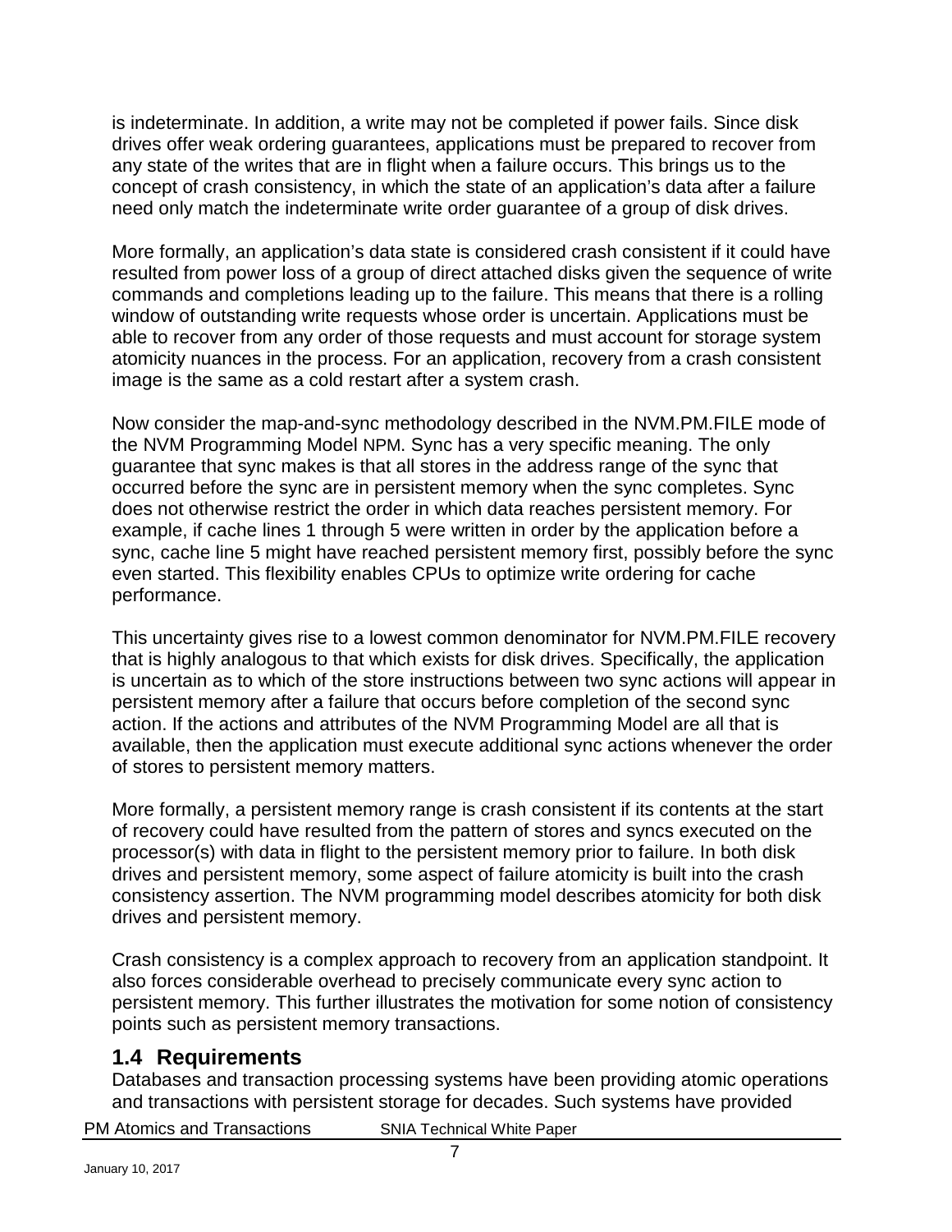is indeterminate. In addition, a write may not be completed if power fails. Since disk drives offer weak ordering guarantees, applications must be prepared to recover from any state of the writes that are in flight when a failure occurs. This brings us to the concept of crash consistency, in which the state of an application's data after a failure need only match the indeterminate write order guarantee of a group of disk drives.

More formally, an application's data state is considered crash consistent if it could have resulted from power loss of a group of direct attached disks given the sequence of write commands and completions leading up to the failure. This means that there is a rolling window of outstanding write requests whose order is uncertain. Applications must be able to recover from any order of those requests and must account for storage system atomicity nuances in the process. For an application, recovery from a crash consistent image is the same as a cold restart after a system crash.

Now consider the map-and-sync methodology described in the NVM.PM.FILE mode of the NVM Programming Model NPM. Sync has a very specific meaning. The only guarantee that sync makes is that all stores in the address range of the sync that occurred before the sync are in persistent memory when the sync completes. Sync does not otherwise restrict the order in which data reaches persistent memory. For example, if cache lines 1 through 5 were written in order by the application before a sync, cache line 5 might have reached persistent memory first, possibly before the sync even started. This flexibility enables CPUs to optimize write ordering for cache performance.

This uncertainty gives rise to a lowest common denominator for NVM.PM.FILE recovery that is highly analogous to that which exists for disk drives. Specifically, the application is uncertain as to which of the store instructions between two sync actions will appear in persistent memory after a failure that occurs before completion of the second sync action. If the actions and attributes of the NVM Programming Model are all that is available, then the application must execute additional sync actions whenever the order of stores to persistent memory matters.

More formally, a persistent memory range is crash consistent if its contents at the start of recovery could have resulted from the pattern of stores and syncs executed on the processor(s) with data in flight to the persistent memory prior to failure. In both disk drives and persistent memory, some aspect of failure atomicity is built into the crash consistency assertion. The NVM programming model describes atomicity for both disk drives and persistent memory.

Crash consistency is a complex approach to recovery from an application standpoint. It also forces considerable overhead to precisely communicate every sync action to persistent memory. This further illustrates the motivation for some notion of consistency points such as persistent memory transactions.

## 1.4 Requirements

Databases and transaction processing systems have been providing atomic operations and transactions with persistent storage for decades. Such systems have provided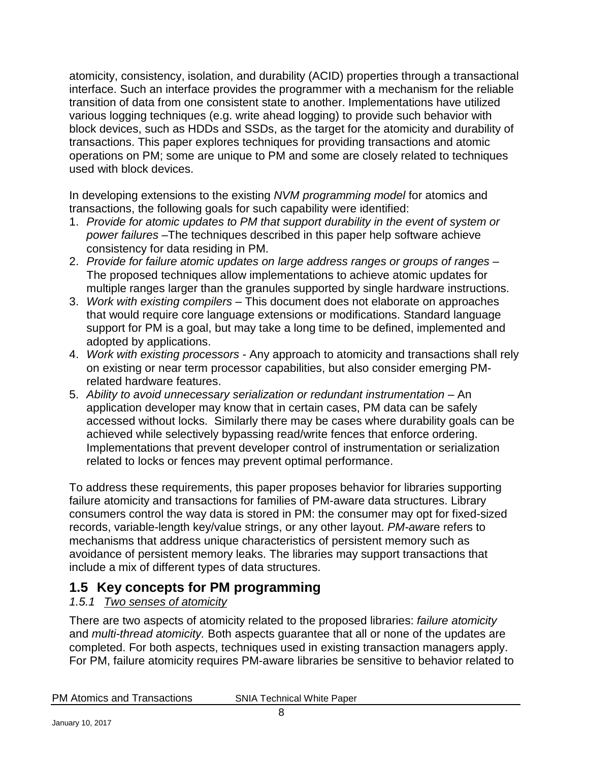atomicity, consistency, isolation, and durability (ACID) properties through a transactional interface. Such an interface provides the programmer with a mechanism for the reliable transition of data from one consistent state to another. Implementations have utilized various logging techniques (e.g. write ahead logging) to provide such behavior with block devices, such as HDDs and SSDs, as the target for the atomicity and durability of transactions. This paper explores techniques for providing transactions and atomic operations on PM; some are unique to PM and some are closely related to techniques used with block devices.

In developing extensions to the existing *NVM programming model* for atomics and transactions, the following goals for such capability were identified:

1. *Provide for atomic updates to PM that support durability in the event of system or power failures* –The techniques described in this paper help software achieve consistency for data residing in PM.
2. *Provide for failure atomic updates on large address ranges or groups of ranges* – The proposed techniques allow implementations to achieve atomic updates for multiple ranges larger than the granules supported by single hardware instructions.
3. *Work with existing compilers* – This document does not elaborate on approaches that would require core language extensions or modifications. Standard language support for PM is a goal, but may take a long time to be defined, implemented and adopted by applications.
4. *Work with existing processors* - Any approach to atomicity and transactions shall rely on existing or near term processor capabilities, but also consider emerging PM-related hardware features.
5. *Ability to avoid unnecessary serialization or redundant instrumentation* – An application developer may know that in certain cases, PM data can be safely accessed without locks. Similarly there may be cases where durability goals can be achieved while selectively bypassing read/write fences that enforce ordering. Implementations that prevent developer control of instrumentation or serialization related to locks or fences may prevent optimal performance.

To address these requirements, this paper proposes behavior for libraries supporting failure atomicity and transactions for families of PM-aware data structures. Library consumers control the way data is stored in PM: the consumer may opt for fixed-sized records, variable-length key/value strings, or any other layout. *PM-aware* refers to mechanisms that address unique characteristics of persistent memory such as avoidance of persistent memory leaks. The libraries may support transactions that include a mix of different types of data structures.

## 1.5 Key concepts for PM programming

### *1.5.1 Two senses of atomicity*

There are two aspects of atomicity related to the proposed libraries: *failure atomicity* and *multi-thread atomicity.* Both aspects guarantee that all or none of the updates are completed. For both aspects, techniques used in existing transaction managers apply. For PM, failure atomicity requires PM-aware libraries be sensitive to behavior related to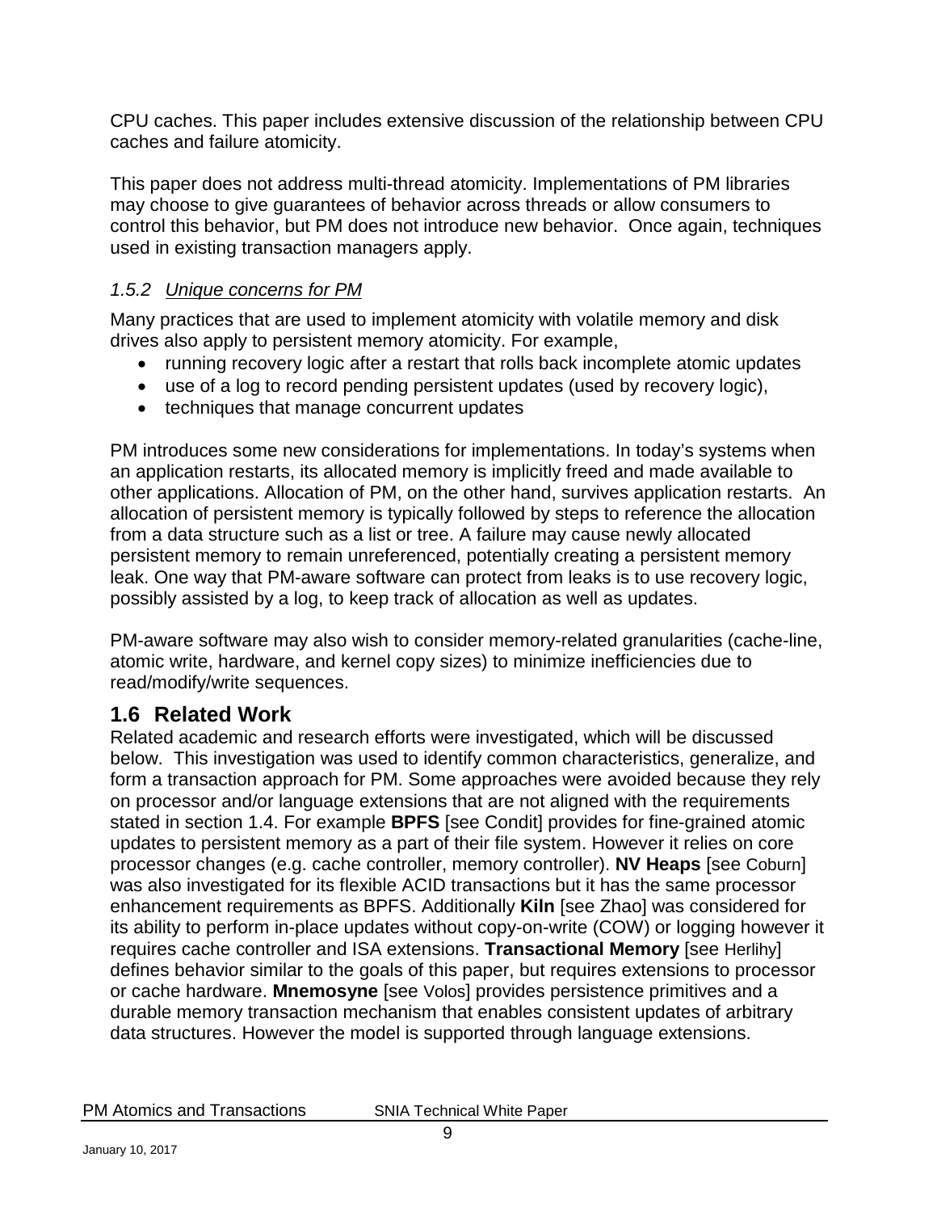CPU caches. This paper includes extensive discussion of the relationship between CPU caches and failure atomicity.

This paper does not address multi-thread atomicity. Implementations of PM libraries may choose to give guarantees of behavior across threads or allow consumers to control this behavior, but PM does not introduce new behavior. Once again, techniques used in existing transaction managers apply.

### *1.5.2 Unique concerns for PM*

Many practices that are used to implement atomicity with volatile memory and disk drives also apply to persistent memory atomicity. For example,

- running recovery logic after a restart that rolls back incomplete atomic updates
- use of a log to record pending persistent updates (used by recovery logic),
- techniques that manage concurrent updates

PM introduces some new considerations for implementations. In today's systems when an application restarts, its allocated memory is implicitly freed and made available to other applications. Allocation of PM, on the other hand, survives application restarts. An allocation of persistent memory is typically followed by steps to reference the allocation from a data structure such as a list or tree. A failure may cause newly allocated persistent memory to remain unreferenced, potentially creating a persistent memory leak. One way that PM-aware software can protect from leaks is to use recovery logic, possibly assisted by a log, to keep track of allocation as well as updates.

PM-aware software may also wish to consider memory-related granularities (cache-line, atomic write, hardware, and kernel copy sizes) to minimize inefficiencies due to read/modify/write sequences.

## 1.6 Related Work

Related academic and research efforts were investigated, which will be discussed below. This investigation was used to identify common characteristics, generalize, and form a transaction approach for PM. Some approaches were avoided because they rely on processor and/or language extensions that are not aligned with the requirements stated in section 1.4. For example **BPFS** [see Condit] provides for fine-grained atomic updates to persistent memory as a part of their file system. However it relies on core processor changes (e.g. cache controller, memory controller). **NV Heaps** [see Coburn] was also investigated for its flexible ACID transactions but it has the same processor enhancement requirements as BPFS. Additionally **Kiln** [see Zhao] was considered for its ability to perform in-place updates without copy-on-write (COW) or logging however it requires cache controller and ISA extensions. **Transactional Memory** [see Herlihy] defines behavior similar to the goals of this paper, but requires extensions to processor or cache hardware. **Mnemosyne** [see Volos] provides persistence primitives and a durable memory transaction mechanism that enables consistent updates of arbitrary data structures. However the model is supported through language extensions.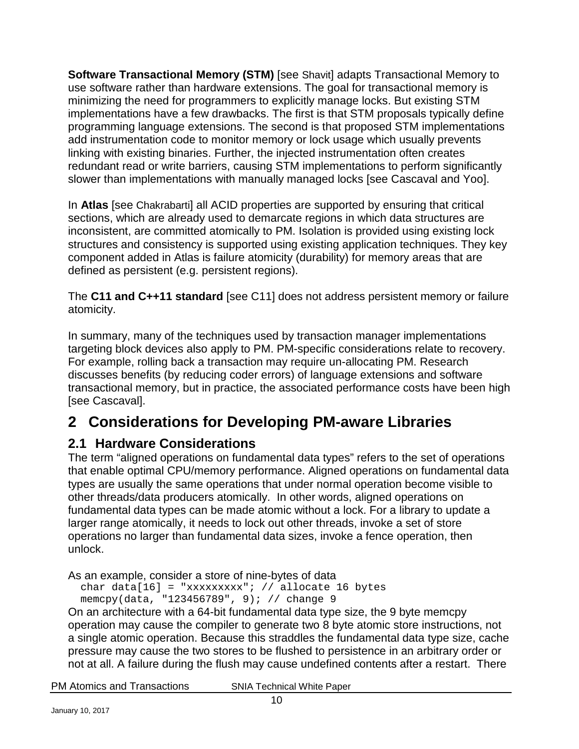**Software Transactional Memory (STM)** [see Shavit] adapts Transactional Memory to use software rather than hardware extensions. The goal for transactional memory is minimizing the need for programmers to explicitly manage locks. But existing STM implementations have a few drawbacks. The first is that STM proposals typically define programming language extensions. The second is that proposed STM implementations add instrumentation code to monitor memory or lock usage which usually prevents linking with existing binaries. Further, the injected instrumentation often creates redundant read or write barriers, causing STM implementations to perform significantly slower than implementations with manually managed locks [see Cascaval and Yoo].

In **Atlas** [see Chakrabarti] all ACID properties are supported by ensuring that critical sections, which are already used to demarcate regions in which data structures are inconsistent, are committed atomically to PM. Isolation is provided using existing lock structures and consistency is supported using existing application techniques. They key component added in Atlas is failure atomicity (durability) for memory areas that are defined as persistent (e.g. persistent regions).

The **C11 and C++11 standard** [see C11] does not address persistent memory or failure atomicity.

In summary, many of the techniques used by transaction manager implementations targeting block devices also apply to PM. PM-specific considerations relate to recovery. For example, rolling back a transaction may require un-allocating PM. Research discusses benefits (by reducing coder errors) of language extensions and software transactional memory, but in practice, the associated performance costs have been high [see Cascaval].

# 2 Considerations for Developing PM-aware Libraries

## 2.1 Hardware Considerations

The term "aligned operations on fundamental data types" refers to the set of operations that enable optimal CPU/memory performance. Aligned operations on fundamental data types are usually the same operations that under normal operation become visible to other threads/data producers atomically. In other words, aligned operations on fundamental data types can be made atomic without a lock. For a library to update a larger range atomically, it needs to lock out other threads, invoke a set of store operations no larger than fundamental data sizes, invoke a fence operation, then unlock.

As an example, consider a store of nine-bytes of data

```
char data[16] = "xxxxxxxxx"; // allocate 16 bytes
memcpy(data, "123456789", 9); // change 9
```

On an architecture with a 64-bit fundamental data type size, the 9 byte memcpy operation may cause the compiler to generate two 8 byte atomic store instructions, not a single atomic operation. Because this straddles the fundamental data type size, cache pressure may cause the two stores to be flushed to persistence in an arbitrary order or not at all. A failure during the flush may cause undefined contents after a restart. There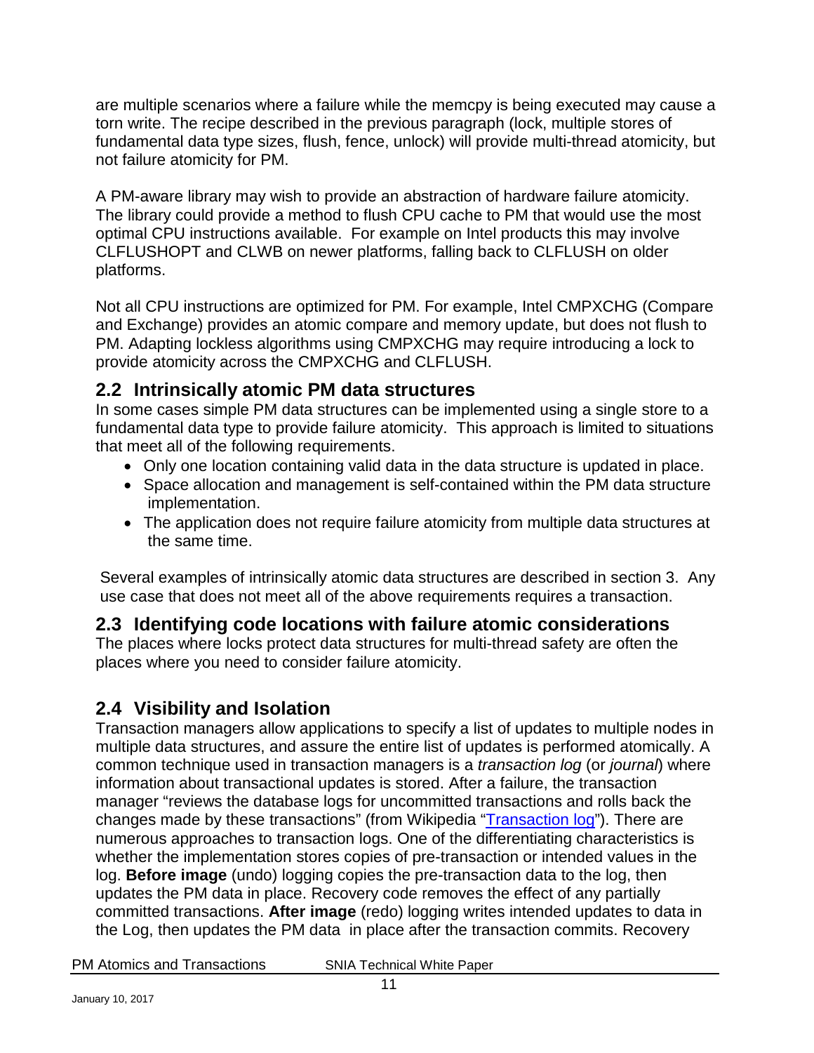are multiple scenarios where a failure while the memcpy is being executed may cause a torn write. The recipe described in the previous paragraph (lock, multiple stores of fundamental data type sizes, flush, fence, unlock) will provide multi-thread atomicity, but not failure atomicity for PM.

A PM-aware library may wish to provide an abstraction of hardware failure atomicity. The library could provide a method to flush CPU cache to PM that would use the most optimal CPU instructions available. For example on Intel products this may involve CLFLUSHOPT and CLWB on newer platforms, falling back to CLFLUSH on older platforms.

Not all CPU instructions are optimized for PM. For example, Intel CMPXCHG (Compare and Exchange) provides an atomic compare and memory update, but does not flush to PM. Adapting lockless algorithms using CMPXCHG may require introducing a lock to provide atomicity across the CMPXCHG and CLFLUSH.

## 2.2 Intrinsically atomic PM data structures

In some cases simple PM data structures can be implemented using a single store to a fundamental data type to provide failure atomicity. This approach is limited to situations that meet all of the following requirements.

- Only one location containing valid data in the data structure is updated in place.
- Space allocation and management is self-contained within the PM data structure implementation.
- The application does not require failure atomicity from multiple data structures at the same time.

Several examples of intrinsically atomic data structures are described in section 3. Any use case that does not meet all of the above requirements requires a transaction.

## 2.3 Identifying code locations with failure atomic considerations

The places where locks protect data structures for multi-thread safety are often the places where you need to consider failure atomicity.

## 2.4 Visibility and Isolation

Transaction managers allow applications to specify a list of updates to multiple nodes in multiple data structures, and assure the entire list of updates is performed atomically. A common technique used in transaction managers is a *transaction log* (or *journal*) where information about transactional updates is stored. After a failure, the transaction manager "reviews the database logs for uncommitted transactions and rolls back the changes made by these transactions" (from Wikipedia "Transaction log"). There are numerous approaches to transaction logs. One of the differentiating characteristics is whether the implementation stores copies of pre-transaction or intended values in the log. **Before image** (undo) logging copies the pre-transaction data to the log, then updates the PM data in place. Recovery code removes the effect of any partially committed transactions. **After image** (redo) logging writes intended updates to data in the Log, then updates the PM data in place after the transaction commits. Recovery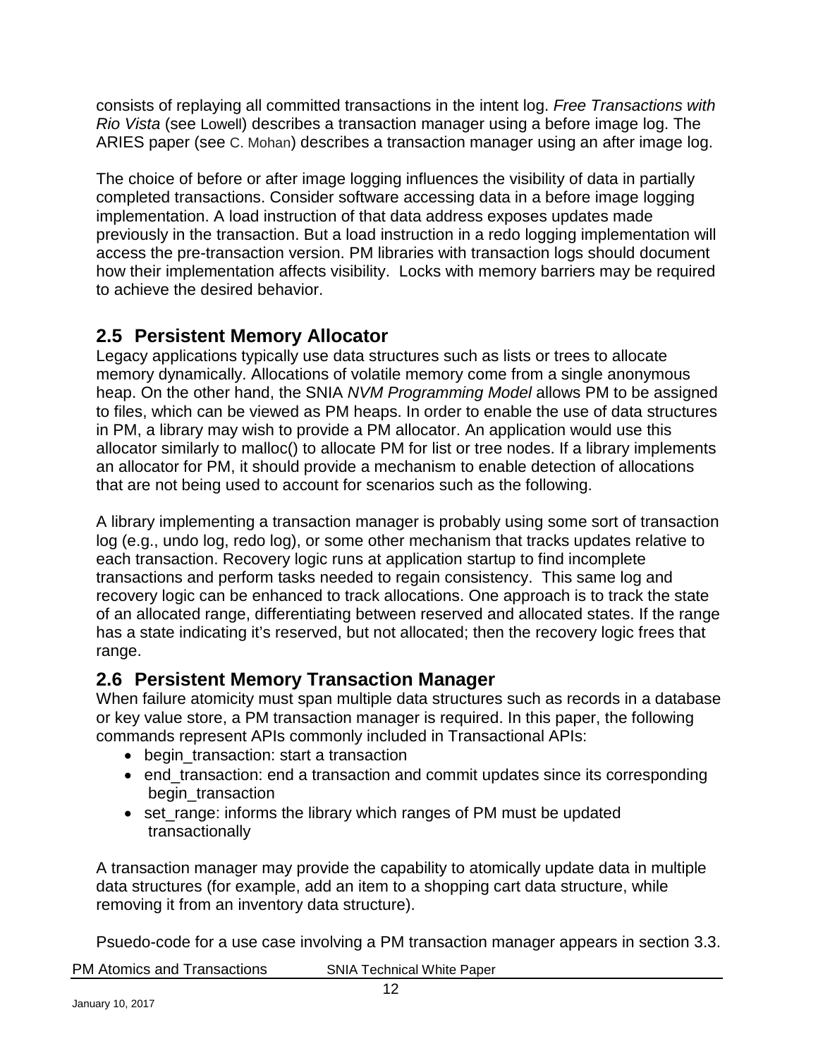consists of replaying all committed transactions in the intent log. *Free Transactions with Rio Vista* (see Lowell) describes a transaction manager using a before image log. The ARIES paper (see C. Mohan) describes a transaction manager using an after image log.

The choice of before or after image logging influences the visibility of data in partially completed transactions. Consider software accessing data in a before image logging implementation. A load instruction of that data address exposes updates made previously in the transaction. But a load instruction in a redo logging implementation will access the pre-transaction version. PM libraries with transaction logs should document how their implementation affects visibility. Locks with memory barriers may be required to achieve the desired behavior.

## 2.5 Persistent Memory Allocator

Legacy applications typically use data structures such as lists or trees to allocate memory dynamically. Allocations of volatile memory come from a single anonymous heap. On the other hand, the SNIA *NVM Programming Model* allows PM to be assigned to files, which can be viewed as PM heaps. In order to enable the use of data structures in PM, a library may wish to provide a PM allocator. An application would use this allocator similarly to malloc() to allocate PM for list or tree nodes. If a library implements an allocator for PM, it should provide a mechanism to enable detection of allocations that are not being used to account for scenarios such as the following.

A library implementing a transaction manager is probably using some sort of transaction log (e.g., undo log, redo log), or some other mechanism that tracks updates relative to each transaction. Recovery logic runs at application startup to find incomplete transactions and perform tasks needed to regain consistency. This same log and recovery logic can be enhanced to track allocations. One approach is to track the state of an allocated range, differentiating between reserved and allocated states. If the range has a state indicating it's reserved, but not allocated; then the recovery logic frees that range.

## 2.6 Persistent Memory Transaction Manager

When failure atomicity must span multiple data structures such as records in a database or key value store, a PM transaction manager is required. In this paper, the following commands represent APIs commonly included in Transactional APIs:

- begin_transaction: start a transaction
- end_transaction: end a transaction and commit updates since its corresponding begin_transaction
- set_range: informs the library which ranges of PM must be updated transactionally

A transaction manager may provide the capability to atomically update data in multiple data structures (for example, add an item to a shopping cart data structure, while removing it from an inventory data structure).

Psuedo-code for a use case involving a PM transaction manager appears in section 3.3.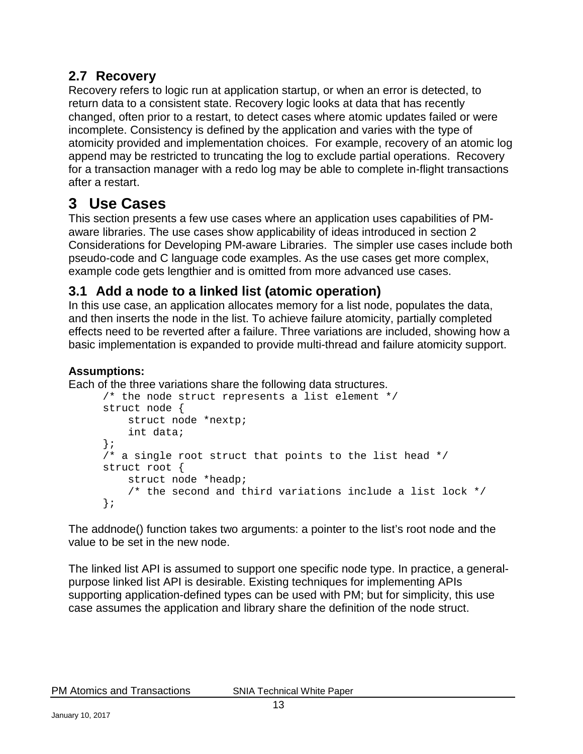## 2.7 Recovery

Recovery refers to logic run at application startup, or when an error is detected, to return data to a consistent state. Recovery logic looks at data that has recently changed, often prior to a restart, to detect cases where atomic updates failed or were incomplete. Consistency is defined by the application and varies with the type of atomicity provided and implementation choices. For example, recovery of an atomic log append may be restricted to truncating the log to exclude partial operations. Recovery for a transaction manager with a redo log may be able to complete in-flight transactions after a restart.

# 3 Use Cases

This section presents a few use cases where an application uses capabilities of PM-aware libraries. The use cases show applicability of ideas introduced in section 2 Considerations for Developing PM-aware Libraries. The simpler use cases include both pseudo-code and C language code examples. As the use cases get more complex, example code gets lengthier and is omitted from more advanced use cases.

## 3.1 Add a node to a linked list (atomic operation)

In this use case, an application allocates memory for a list node, populates the data, and then inserts the node in the list. To achieve failure atomicity, partially completed effects need to be reverted after a failure. Three variations are included, showing how a basic implementation is expanded to provide multi-thread and failure atomicity support.

**Assumptions:**

Each of the three variations share the following data structures.

```
/* the node struct represents a list element */
struct node {
    struct node *nextp;
    int data;
};
/* a single root struct that points to the list head */
struct root {
    struct node *headp;
    /* the second and third variations include a list lock */
};
```

The addnode() function takes two arguments: a pointer to the list's root node and the value to be set in the new node.

The linked list API is assumed to support one specific node type. In practice, a general-purpose linked list API is desirable. Existing techniques for implementing APIs supporting application-defined types can be used with PM; but for simplicity, this use case assumes the application and library share the definition of the node struct.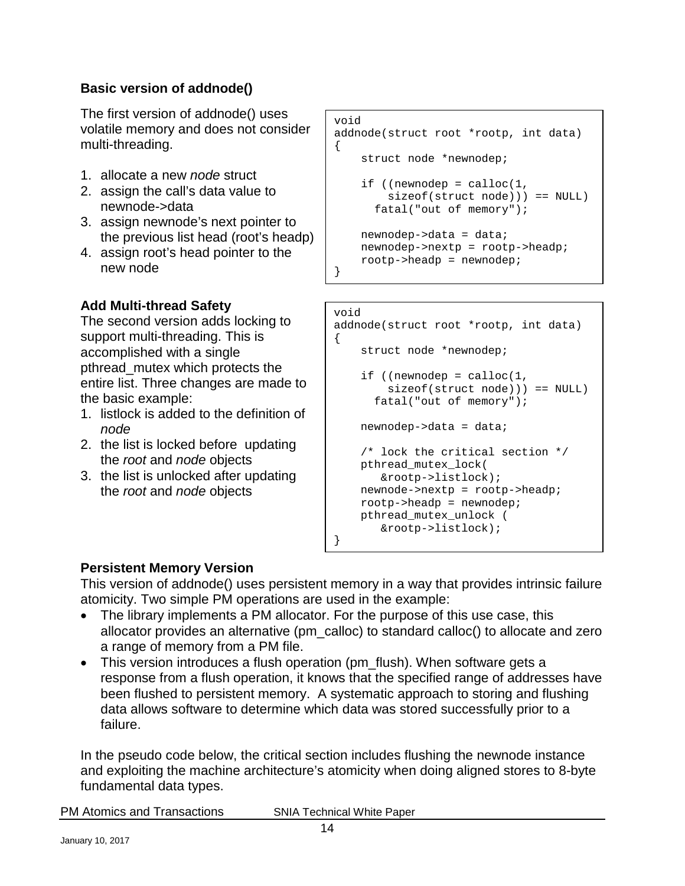### Basic version of addnode()

The first version of addnode() uses volatile memory and does not consider multi-threading.

1. allocate a new *node* struct
2. assign the call's data value to newnode->data
3. assign newnode's next pointer to the previous list head (root's headp)
4. assign root's head pointer to the new node

```
void
addnode(struct root *rootp, int data)
{
    struct node *newnodep;

    if ((newnodep = calloc(1,
        sizeof(struct node))) == NULL)
      fatal("out of memory");

    newnodep->data = data;
    newnodep->nextp = rootp->headp;
    rootp->headp = newnodep;
}
```

### Add Multi-thread Safety

The second version adds locking to support multi-threading. This is accomplished with a single pthread_mutex which protects the entire list. Three changes are made to the basic example:

1. listlock is added to the definition of *node*
2. the list is locked before updating the *root* and *node* objects
3. the list is unlocked after updating the *root* and *node* objects

```
void
addnode(struct root *rootp, int data)
{
    struct node *newnodep;

    if ((newnodep = calloc(1,
        sizeof(struct node))) == NULL)
      fatal("out of memory");

    newnodep->data = data;

    /* lock the critical section */
    pthread_mutex_lock(
       &rootp->listlock);
    newnode->nextp = rootp->headp;
    rootp->headp = newnodep;
    pthread_mutex_unlock (
       &rootp->listlock);
}
```

### Persistent Memory Version

This version of addnode() uses persistent memory in a way that provides intrinsic failure atomicity. Two simple PM operations are used in the example:

- The library implements a PM allocator. For the purpose of this use case, this allocator provides an alternative (pm_calloc) to standard calloc() to allocate and zero a range of memory from a PM file.
- This version introduces a flush operation (pm_flush). When software gets a response from a flush operation, it knows that the specified range of addresses have been flushed to persistent memory. A systematic approach to storing and flushing data allows software to determine which data was stored successfully prior to a failure.

In the pseudo code below, the critical section includes flushing the newnode instance and exploiting the machine architecture's atomicity when doing aligned stores to 8-byte fundamental data types.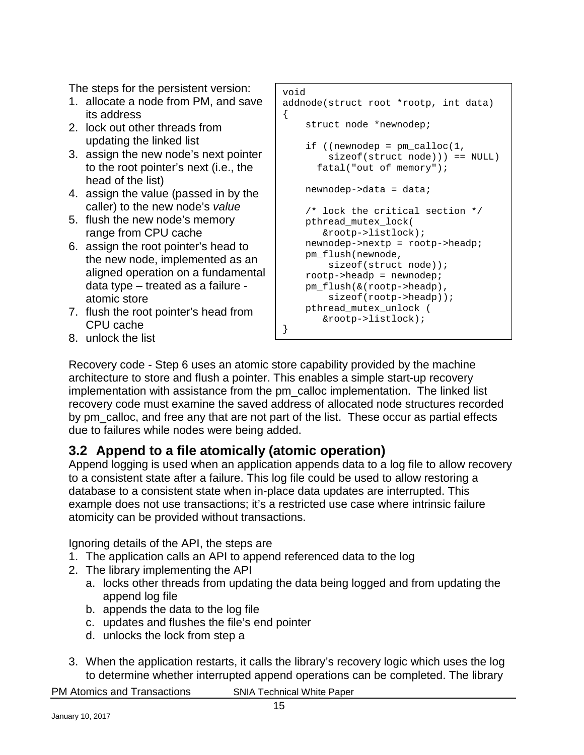The steps for the persistent version:

1. allocate a node from PM, and save its address
2. lock out other threads from updating the linked list
3. assign the new node's next pointer to the root pointer's next (i.e., the head of the list)
4. assign the value (passed in by the caller) to the new node's *value*
5. flush the new node's memory range from CPU cache
6. assign the root pointer's head to the new node, implemented as an aligned operation on a fundamental data type – treated as a failure - atomic store
7. flush the root pointer's head from CPU cache
8. unlock the list

```
void
addnode(struct root *rootp, int data)
{
    struct node *newnodep;

    if ((newnodep = pm_calloc(1,
         sizeof(struct node))) == NULL)
      fatal("out of memory");

    newnodep->data = data;

    /* lock the critical section */
    pthread_mutex_lock(
       &rootp->listlock);
    newnodep->nextp = rootp->headp;
    pm_flush(newnode,
        sizeof(struct node));
    rootp->headp = newnodep;
    pm_flush(&(rootp->headp),
        sizeof(rootp->headp));
    pthread_mutex_unlock (
       &rootp->listlock);
}
```

Recovery code - Step 6 uses an atomic store capability provided by the machine architecture to store and flush a pointer. This enables a simple start-up recovery implementation with assistance from the pm_calloc implementation. The linked list recovery code must examine the saved address of allocated node structures recorded by pm_calloc, and free any that are not part of the list. These occur as partial effects due to failures while nodes were being added.

## 3.2 Append to a file atomically (atomic operation)

Append logging is used when an application appends data to a log file to allow recovery to a consistent state after a failure. This log file could be used to allow restoring a database to a consistent state when in-place data updates are interrupted. This example does not use transactions; it's a restricted use case where intrinsic failure atomicity can be provided without transactions.

Ignoring details of the API, the steps are

1. The application calls an API to append referenced data to the log
2. The library implementing the API
   a. locks other threads from updating the data being logged and from updating the append log file
   b. appends the data to the log file
   c. updates and flushes the file's end pointer
   d. unlocks the lock from step a
3. When the application restarts, it calls the library's recovery logic which uses the log to determine whether interrupted append operations can be completed. The library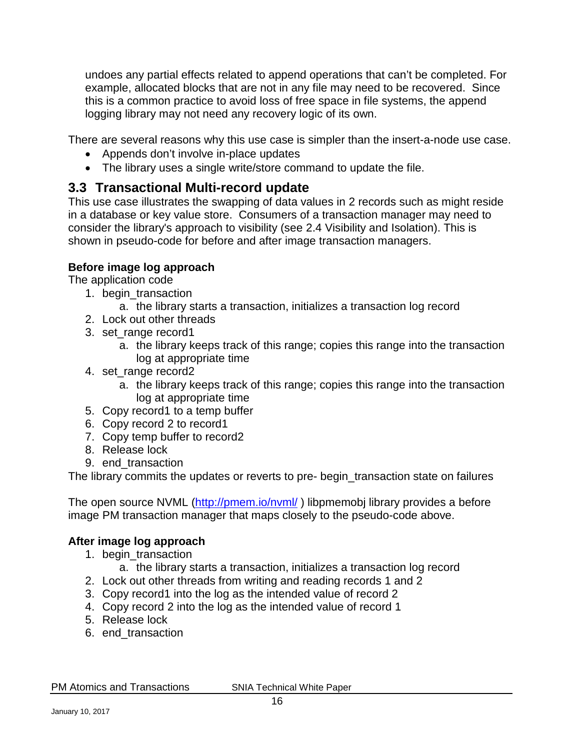undoes any partial effects related to append operations that can't be completed. For example, allocated blocks that are not in any file may need to be recovered. Since this is a common practice to avoid loss of free space in file systems, the append logging library may not need any recovery logic of its own.

There are several reasons why this use case is simpler than the insert-a-node use case.

- Appends don't involve in-place updates
- The library uses a single write/store command to update the file.

## 3.3 Transactional Multi-record update

This use case illustrates the swapping of data values in 2 records such as might reside in a database or key value store. Consumers of a transaction manager may need to consider the library's approach to visibility (see 2.4 Visibility and Isolation). This is shown in pseudo-code for before and after image transaction managers.

**Before image log approach**

The application code

1. begin_transaction
    a. the library starts a transaction, initializes a transaction log record
2. Lock out other threads
3. set_range record1
    a. the library keeps track of this range; copies this range into the transaction log at appropriate time
4. set_range record2
    a. the library keeps track of this range; copies this range into the transaction log at appropriate time
5. Copy record1 to a temp buffer
6. Copy record 2 to record1
7. Copy temp buffer to record2
8. Release lock
9. end_transaction

The library commits the updates or reverts to pre- begin_transaction state on failures

The open source NVML ([http://pmem.io/nvml/](http://pmem.io/nvml/) ) libpmemobj library provides a before image PM transaction manager that maps closely to the pseudo-code above.

**After image log approach**

1. begin_transaction
    a. the library starts a transaction, initializes a transaction log record
2. Lock out other threads from writing and reading records 1 and 2
3. Copy record1 into the log as the intended value of record 2
4. Copy record 2 into the log as the intended value of record 1
5. Release lock
6. end_transaction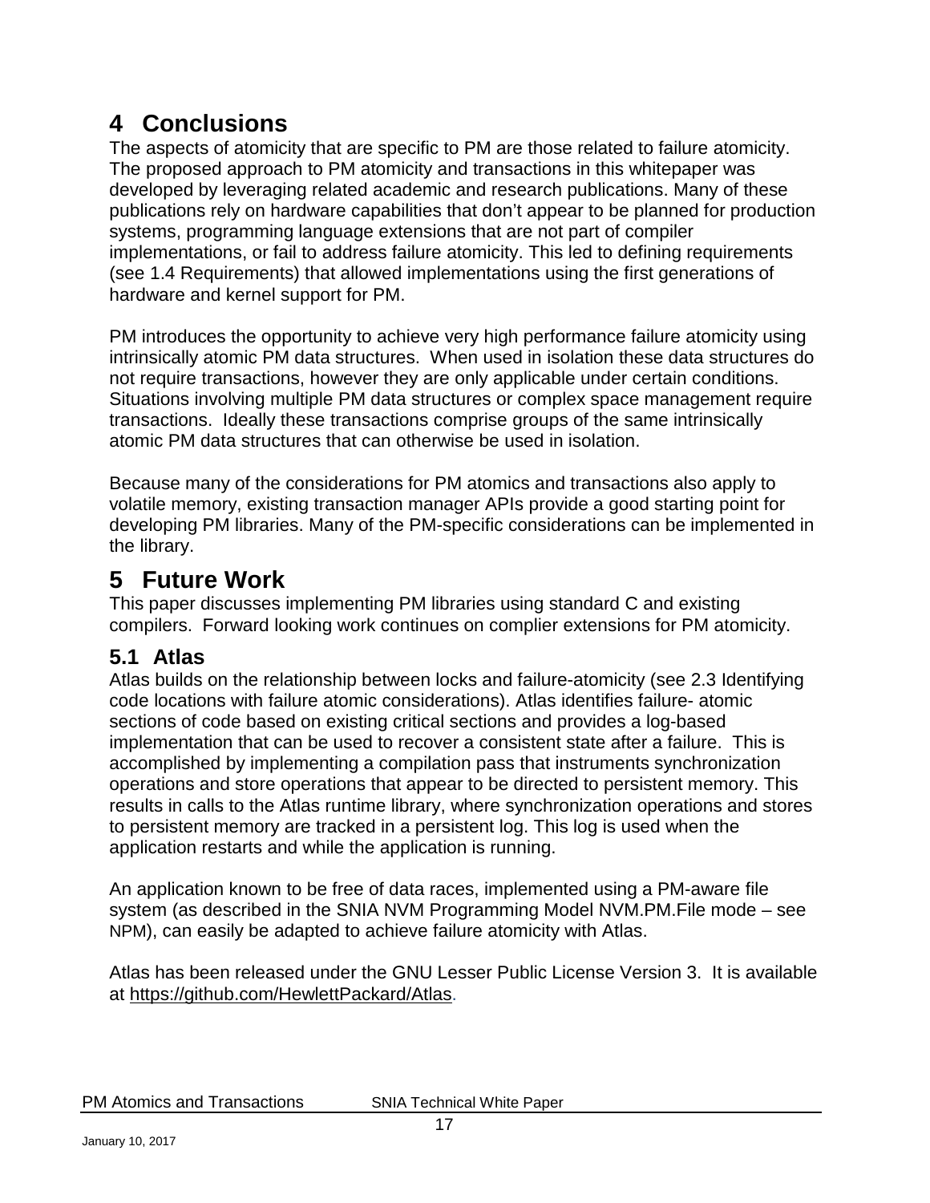# 4 Conclusions

The aspects of atomicity that are specific to PM are those related to failure atomicity. The proposed approach to PM atomicity and transactions in this whitepaper was developed by leveraging related academic and research publications. Many of these publications rely on hardware capabilities that don't appear to be planned for production systems, programming language extensions that are not part of compiler implementations, or fail to address failure atomicity. This led to defining requirements (see 1.4 Requirements) that allowed implementations using the first generations of hardware and kernel support for PM.

PM introduces the opportunity to achieve very high performance failure atomicity using intrinsically atomic PM data structures. When used in isolation these data structures do not require transactions, however they are only applicable under certain conditions. Situations involving multiple PM data structures or complex space management require transactions. Ideally these transactions comprise groups of the same intrinsically atomic PM data structures that can otherwise be used in isolation.

Because many of the considerations for PM atomics and transactions also apply to volatile memory, existing transaction manager APIs provide a good starting point for developing PM libraries. Many of the PM-specific considerations can be implemented in the library.

# 5 Future Work

This paper discusses implementing PM libraries using standard C and existing compilers. Forward looking work continues on complier extensions for PM atomicity.

## 5.1 Atlas

Atlas builds on the relationship between locks and failure-atomicity (see 2.3 Identifying code locations with failure atomic considerations). Atlas identifies failure- atomic sections of code based on existing critical sections and provides a log-based implementation that can be used to recover a consistent state after a failure. This is accomplished by implementing a compilation pass that instruments synchronization operations and store operations that appear to be directed to persistent memory. This results in calls to the Atlas runtime library, where synchronization operations and stores to persistent memory are tracked in a persistent log. This log is used when the application restarts and while the application is running.

An application known to be free of data races, implemented using a PM-aware file system (as described in the SNIA NVM Programming Model NVM.PM.File mode – see NPM), can easily be adapted to achieve failure atomicity with Atlas.

Atlas has been released under the GNU Lesser Public License Version 3. It is available at https://github.com/HewlettPackard/Atlas.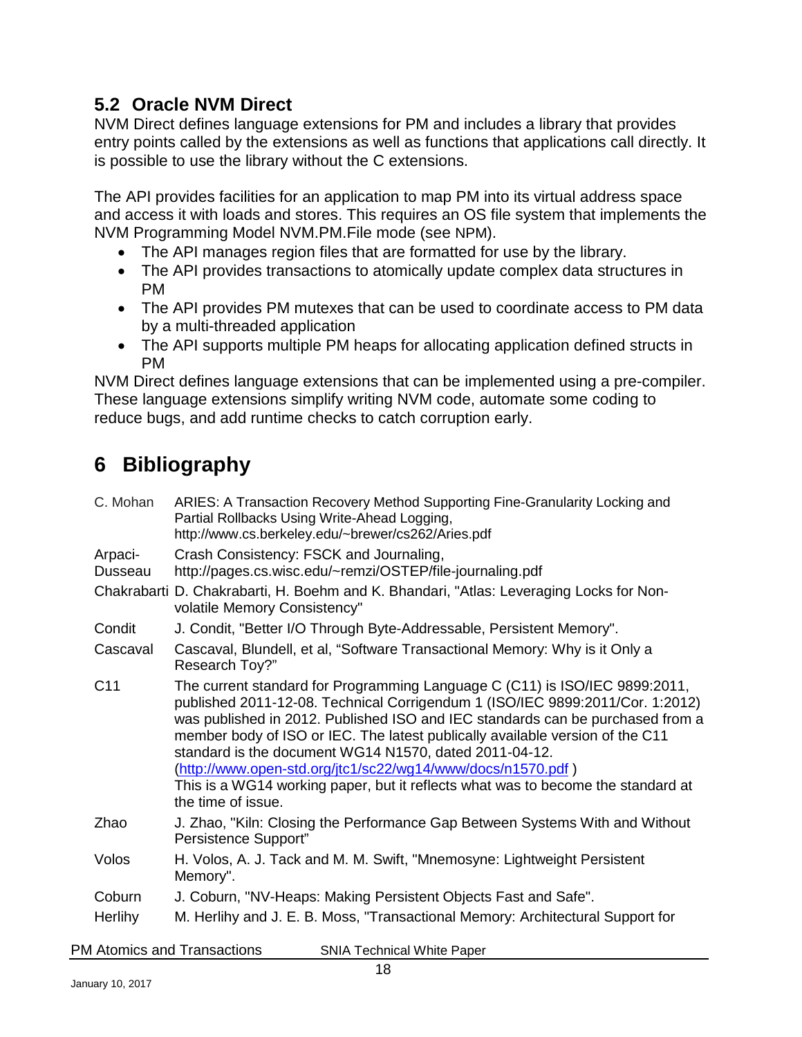## 5.2 Oracle NVM Direct

NVM Direct defines language extensions for PM and includes a library that provides entry points called by the extensions as well as functions that applications call directly. It is possible to use the library without the C extensions.

The API provides facilities for an application to map PM into its virtual address space and access it with loads and stores. This requires an OS file system that implements the NVM Programming Model NVM.PM.File mode (see NPM).

- The API manages region files that are formatted for use by the library.
- The API provides transactions to atomically update complex data structures in PM
- The API provides PM mutexes that can be used to coordinate access to PM data by a multi-threaded application
- The API supports multiple PM heaps for allocating application defined structs in PM

NVM Direct defines language extensions that can be implemented using a pre-compiler. These language extensions simplify writing NVM code, automate some coding to reduce bugs, and add runtime checks to catch corruption early.

# 6 Bibliography

| | |
|---|---|
| C. Mohan | ARIES: A Transaction Recovery Method Supporting Fine-Granularity Locking and Partial Rollbacks Using Write-Ahead Logging, http://www.cs.berkeley.edu/~brewer/cs262/Aries.pdf |
| Arpaci-Dusseau | Crash Consistency: FSCK and Journaling, http://pages.cs.wisc.edu/~remzi/OSTEP/file-journaling.pdf |
| Chakrabarti | D. Chakrabarti, H. Boehm and K. Bhandari, "Atlas: Leveraging Locks for Non-volatile Memory Consistency" |
| Condit | J. Condit, "Better I/O Through Byte-Addressable, Persistent Memory". |
| Cascaval | Cascaval, Blundell, et al, “Software Transactional Memory: Why is it Only a Research Toy?” |
| C11 | The current standard for Programming Language C (C11) is ISO/IEC 9899:2011, published 2011-12-08. Technical Corrigendum 1 (ISO/IEC 9899:2011/Cor. 1:2012) was published in 2012. Published ISO and IEC standards can be purchased from a member body of ISO or IEC. The latest publically available version of the C11 standard is the document WG14 N1570, dated 2011-04-12. (http://www.open-std.org/jtc1/sc22/wg14/www/docs/n1570.pdf ) This is a WG14 working paper, but it reflects what was to become the standard at the time of issue. |
| Zhao | J. Zhao, "Kiln: Closing the Performance Gap Between Systems With and Without Persistence Support” |
| Volos | H. Volos, A. J. Tack and M. M. Swift, "Mnemosyne: Lightweight Persistent Memory". |
| Coburn | J. Coburn, "NV-Heaps: Making Persistent Objects Fast and Safe". |
| Herlihy | M. Herlihy and J. E. B. Moss, "Transactional Memory: Architectural Support for |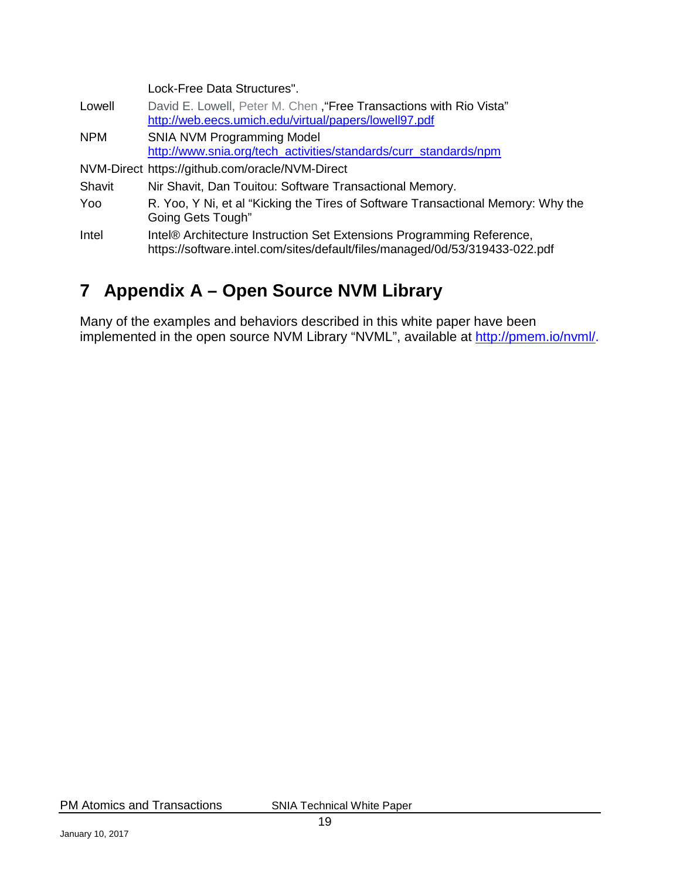Lock-Free Data Structures".

| | |
|---|---|
| Lowell | David E. Lowell, Peter M. Chen ,"Free Transactions with Rio Vista" http://web.eecs.umich.edu/virtual/papers/lowell97.pdf |
| NPM | SNIA NVM Programming Model http://www.snia.org/tech_activities/standards/curr_standards/npm |
| NVM-Direct | https://github.com/oracle/NVM-Direct |
| Shavit | Nir Shavit, Dan Touitou: Software Transactional Memory. |
| Yoo | R. Yoo, Y Ni, et al "Kicking the Tires of Software Transactional Memory: Why the Going Gets Tough" |
| Intel | Intel® Architecture Instruction Set Extensions Programming Reference, https://software.intel.com/sites/default/files/managed/0d/53/319433-022.pdf |

# 7 Appendix A – Open Source NVM Library

Many of the examples and behaviors described in this white paper have been implemented in the open source NVM Library "NVML", available at http://pmem.io/nvml/.